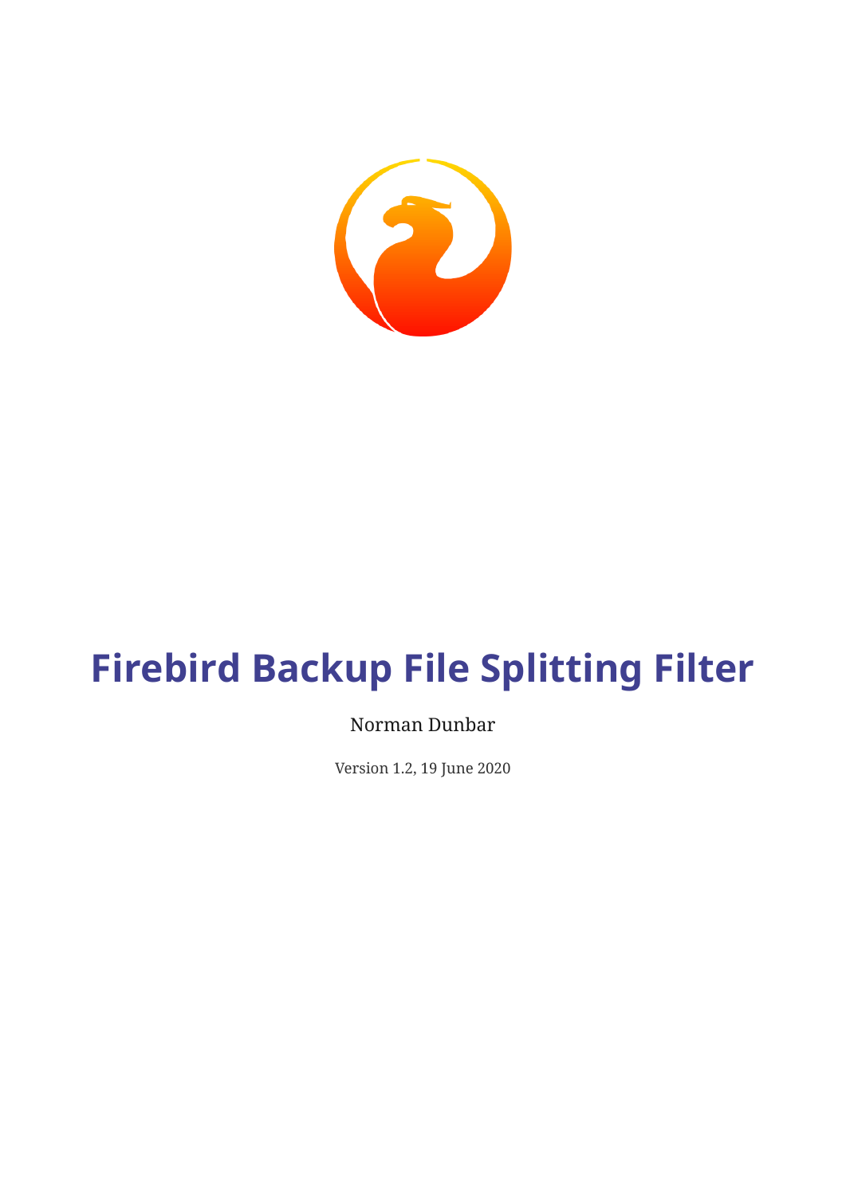# Firebird Backup File Splitting Filter

Norman Dunbar

Version 1.2, 19 June 2020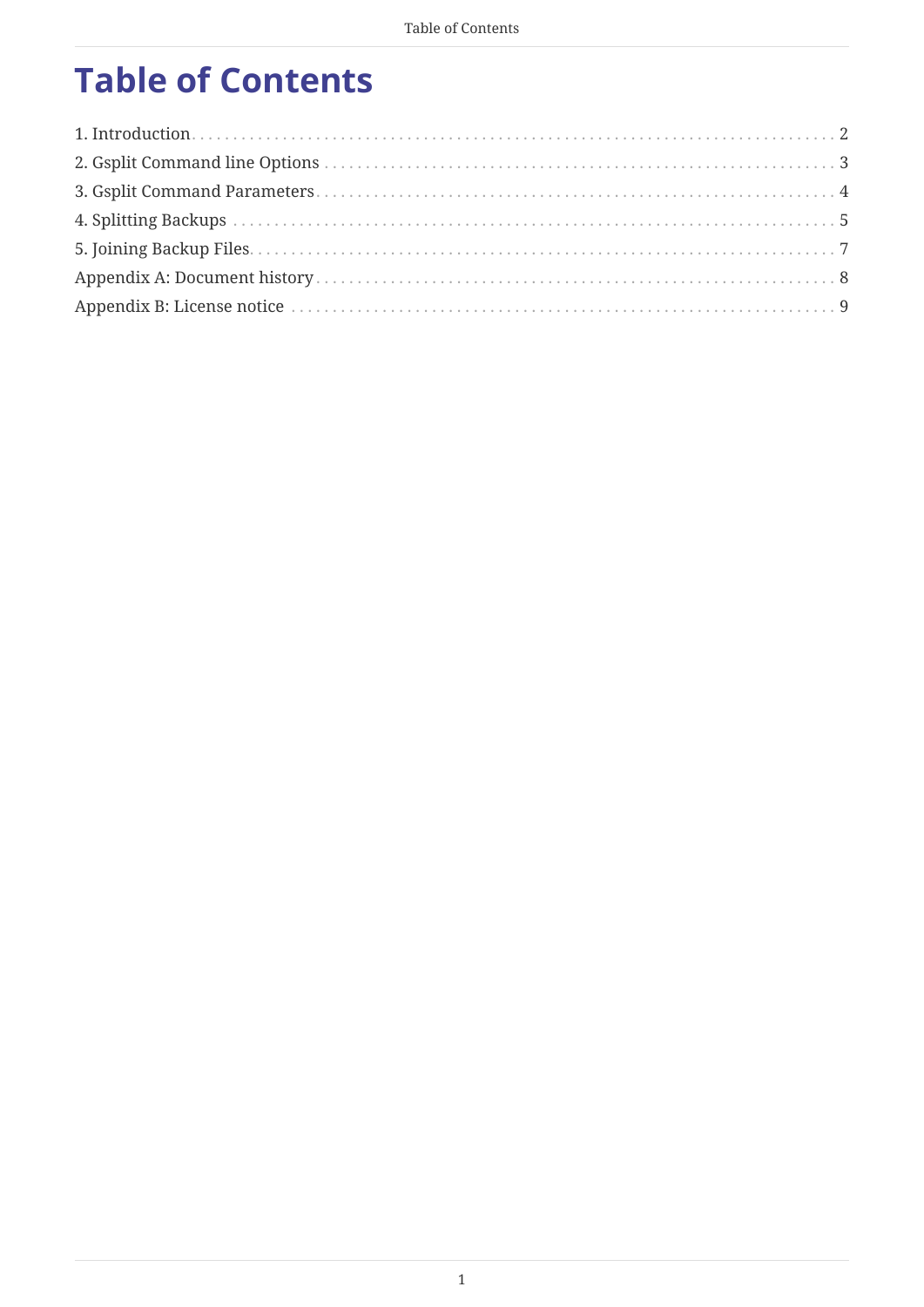# Table of Contents

1. Introduction . . . . . . . . . . . . . . . . . . . . . . . . . . . . . . . . . . . . . . . . . . . . . . . . . . . . . . . . . . . . . . . . . 2
2. Gsplit Command line Options . . . . . . . . . . . . . . . . . . . . . . . . . . . . . . . . . . . . . . . . . . . . . . . . . . . . . . . 3
3. Gsplit Command Parameters . . . . . . . . . . . . . . . . . . . . . . . . . . . . . . . . . . . . . . . . . . . . . . . . . . . . . . . . 4
4. Splitting Backups . . . . . . . . . . . . . . . . . . . . . . . . . . . . . . . . . . . . . . . . . . . . . . . . . . . . . . . . . . . . . . . 5
5. Joining Backup Files . . . . . . . . . . . . . . . . . . . . . . . . . . . . . . . . . . . . . . . . . . . . . . . . . . . . . . . . . . . . . 7

Appendix A: Document history . . . . . . . . . . . . . . . . . . . . . . . . . . . . . . . . . . . . . . . . . . . . . . . . . . . . . . . 8

Appendix B: License notice . . . . . . . . . . . . . . . . . . . . . . . . . . . . . . . . . . . . . . . . . . . . . . . . . . . . . . . . . . 9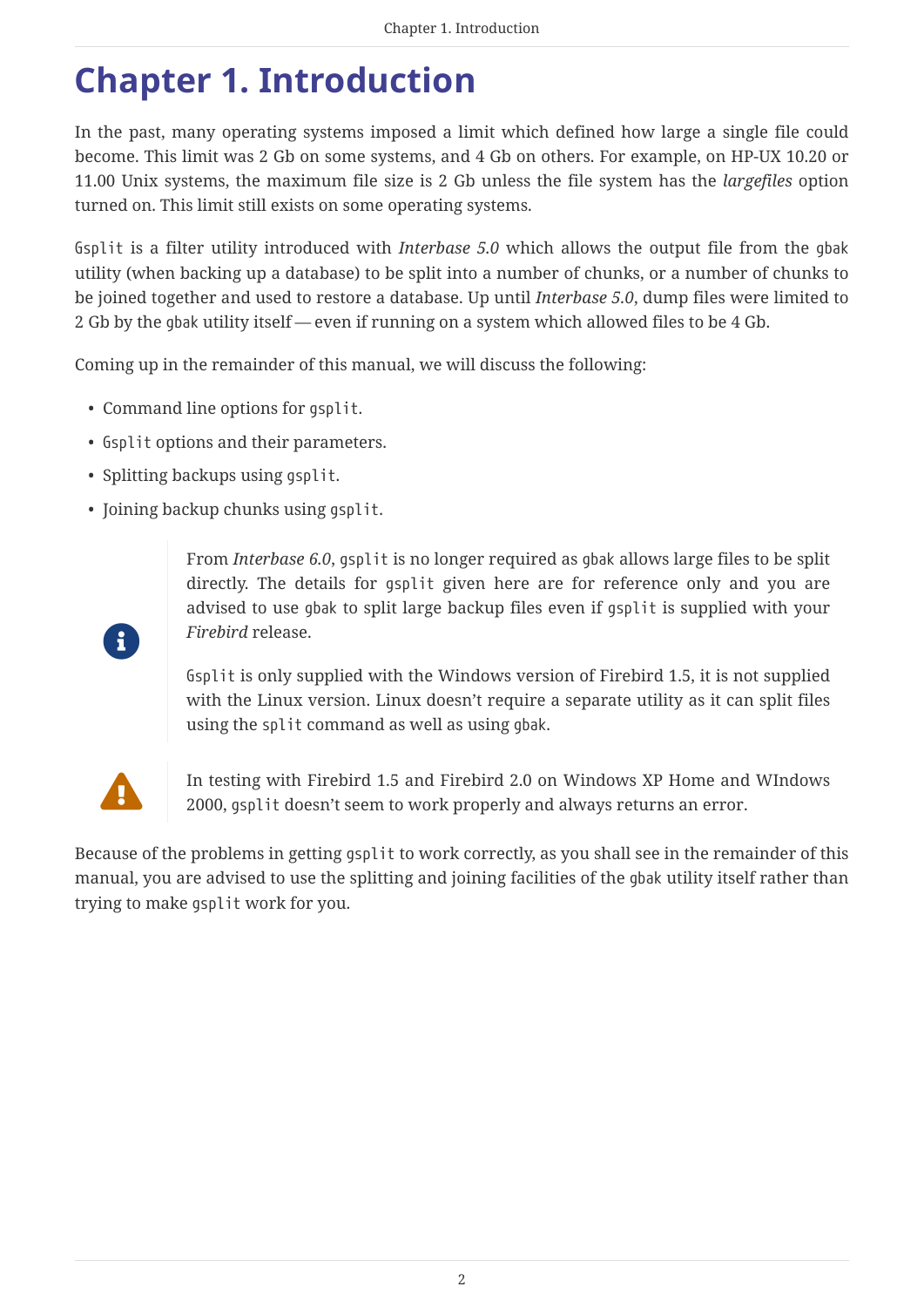# Chapter 1. Introduction

In the past, many operating systems imposed a limit which defined how large a single file could become. This limit was 2 Gb on some systems, and 4 Gb on others. For example, on HP-UX 10.20 or 11.00 Unix systems, the maximum file size is 2 Gb unless the file system has the *largefiles* option turned on. This limit still exists on some operating systems.

`Gsplit` is a filter utility introduced with *Interbase 5.0* which allows the output file from the `gbak` utility (when backing up a database) to be split into a number of chunks, or a number of chunks to be joined together and used to restore a database. Up until *Interbase 5.0*, dump files were limited to 2 Gb by the `gbak` utility itself — even if running on a system which allowed files to be 4 Gb.

Coming up in the remainder of this manual, we will discuss the following:

- Command line options for `gsplit`.
- `Gsplit` options and their parameters.
- Splitting backups using `gsplit`.
- Joining backup chunks using `gsplit`.

> From *Interbase 6.0*, `gsplit` is no longer required as `gbak` allows large files to be split directly. The details for `gsplit` given here are for reference only and you are advised to use `gbak` to split large backup files even if `gsplit` is supplied with your *Firebird* release.
>
> `Gsplit` is only supplied with the Windows version of Firebird 1.5, it is not supplied with the Linux version. Linux doesn't require a separate utility as it can split files using the `split` command as well as using `gbak`.

> In testing with Firebird 1.5 and Firebird 2.0 on Windows XP Home and WIndows 2000, `gsplit` doesn't seem to work properly and always returns an error.

Because of the problems in getting `gsplit` to work correctly, as you shall see in the remainder of this manual, you are advised to use the splitting and joining facilities of the `gbak` utility itself rather than trying to make `gsplit` work for you.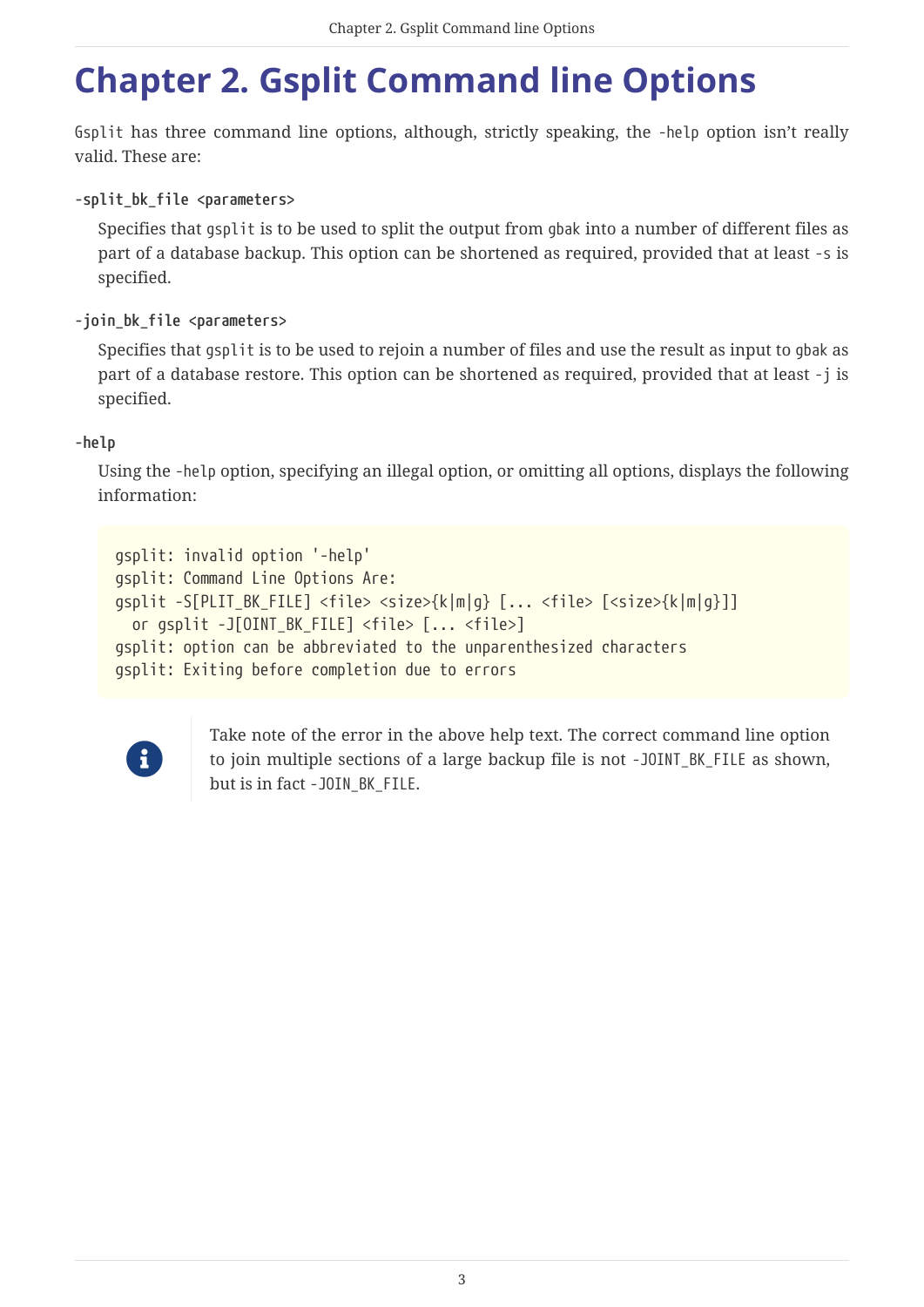# Chapter 2. Gsplit Command line Options

`Gsplit` has three command line options, although, strictly speaking, the `-help` option isn't really valid. These are:

**`-split_bk_file <parameters>`**

Specifies that `gsplit` is to be used to split the output from `gbak` into a number of different files as part of a database backup. This option can be shortened as required, provided that at least `-s` is specified.

**`-join_bk_file <parameters>`**

Specifies that `gsplit` is to be used to rejoin a number of files and use the result as input to `gbak` as part of a database restore. This option can be shortened as required, provided that at least `-j` is specified.

**`-help`**

Using the `-help` option, specifying an illegal option, or omitting all options, displays the following information:

```
gsplit: invalid option '-help'
gsplit: Command Line Options Are:
gsplit -S[PLIT_BK_FILE] <file> <size>{k|m|g} [... <file> [<size>{k|m|g}]]
  or gsplit -J[OINT_BK_FILE] <file> [... <file>]
gsplit: option can be abbreviated to the unparenthesized characters
gsplit: Exiting before completion due to errors
```

> Take note of the error in the above help text. The correct command line option to join multiple sections of a large backup file is not `-JOINT_BK_FILE` as shown, but is in fact `-JOIN_BK_FILE`.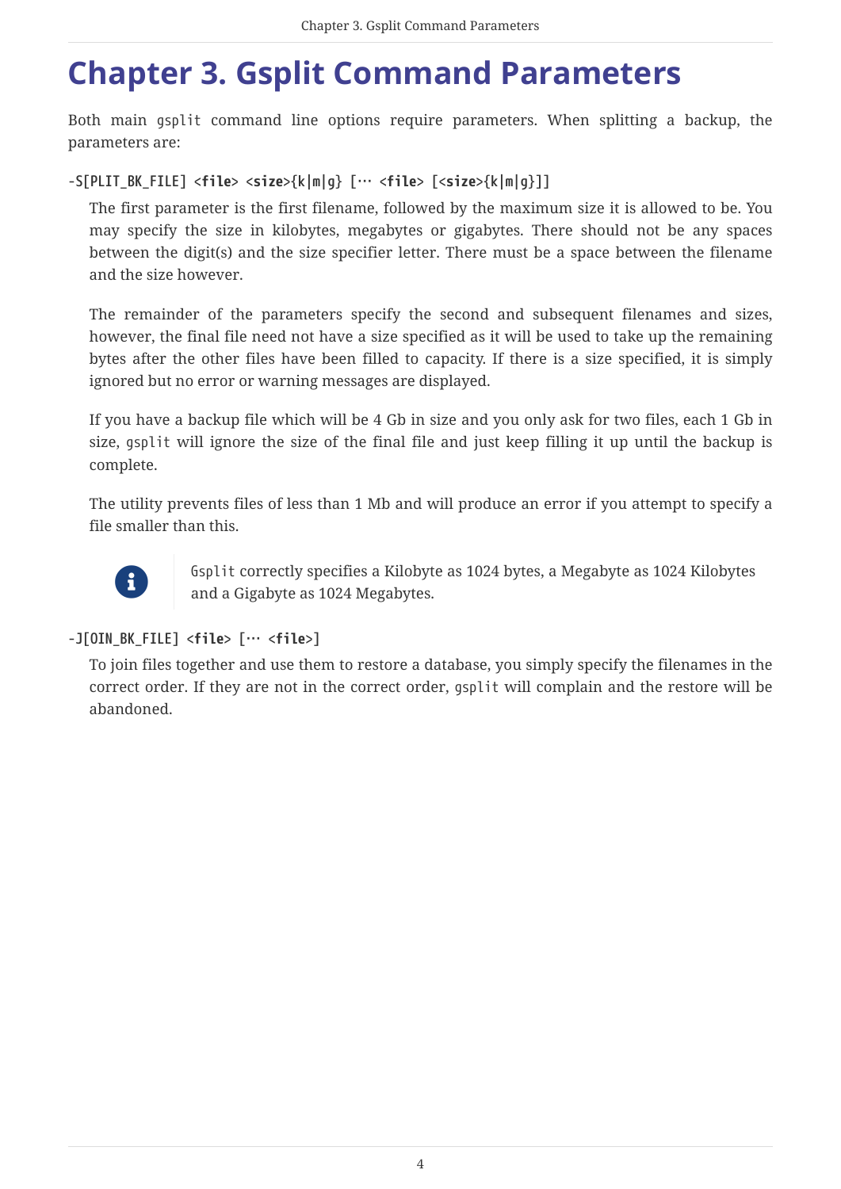# Chapter 3. Gsplit Command Parameters

Both main `gsplit` command line options require parameters. When splitting a backup, the parameters are:

**-S[PLIT_BK_FILE] <file> <size>{k|m|g} [… <file> [<size>{k|m|g}]]**

The first parameter is the first filename, followed by the maximum size it is allowed to be. You may specify the size in kilobytes, megabytes or gigabytes. There should not be any spaces between the digit(s) and the size specifier letter. There must be a space between the filename and the size however.

The remainder of the parameters specify the second and subsequent filenames and sizes, however, the final file need not have a size specified as it will be used to take up the remaining bytes after the other files have been filled to capacity. If there is a size specified, it is simply ignored but no error or warning messages are displayed.

If you have a backup file which will be 4 Gb in size and you only ask for two files, each 1 Gb in size, `gsplit` will ignore the size of the final file and just keep filling it up until the backup is complete.

The utility prevents files of less than 1 Mb and will produce an error if you attempt to specify a file smaller than this.

> `Gsplit` correctly specifies a Kilobyte as 1024 bytes, a Megabyte as 1024 Kilobytes and a Gigabyte as 1024 Megabytes.

**-J[OIN_BK_FILE] <file> [… <file>]**

To join files together and use them to restore a database, you simply specify the filenames in the correct order. If they are not in the correct order, `gsplit` will complain and the restore will be abandoned.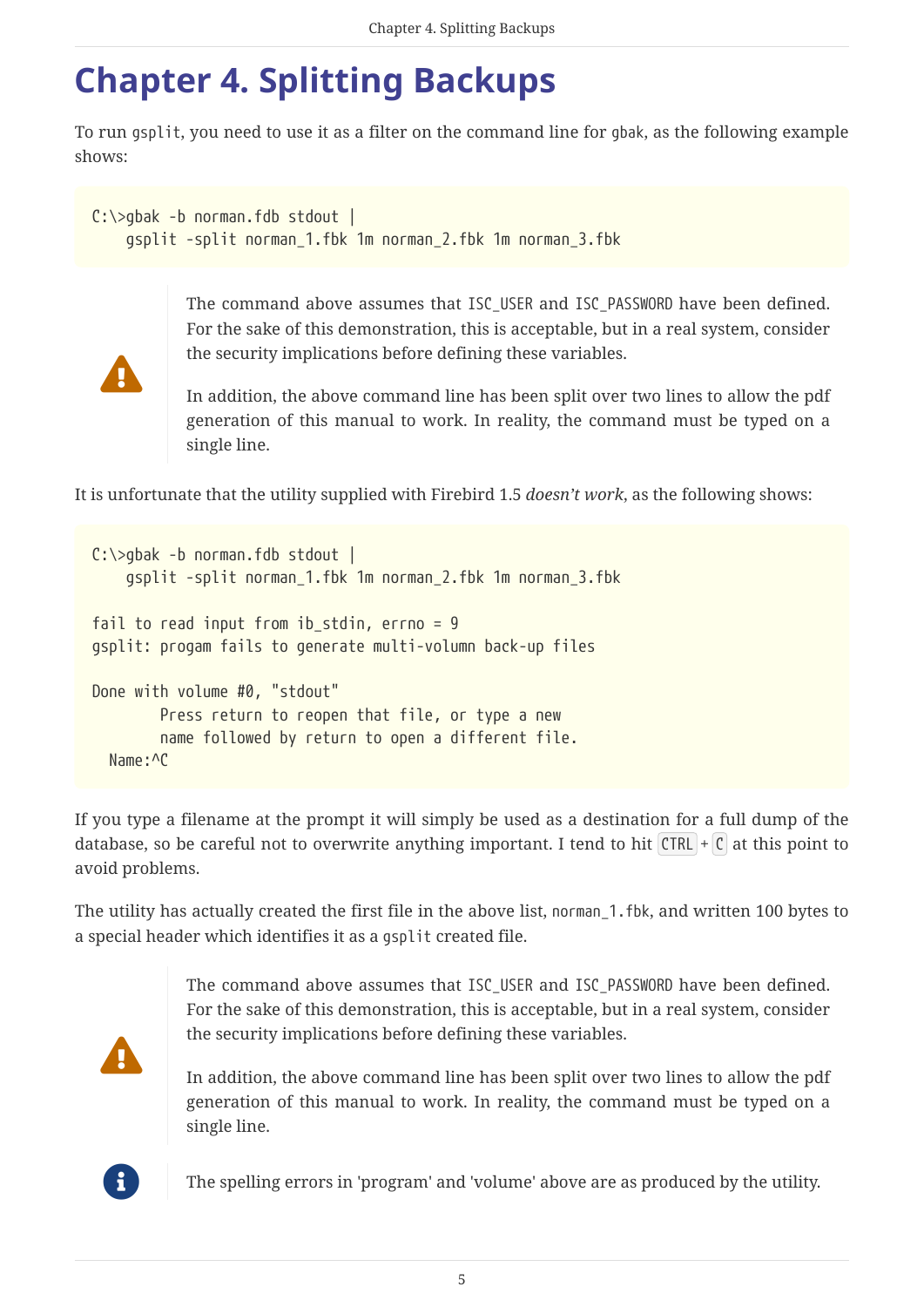# Chapter 4. Splitting Backups

To run `gsplit`, you need to use it as a filter on the command line for `gbak`, as the following example shows:

```
C:\>gbak -b norman.fdb stdout |
    gsplit -split norman_1.fbk 1m norman_2.fbk 1m norman_3.fbk
```

> The command above assumes that `ISC_USER` and `ISC_PASSWORD` have been defined. For the sake of this demonstration, this is acceptable, but in a real system, consider the security implications before defining these variables.
>
> In addition, the above command line has been split over two lines to allow the pdf generation of this manual to work. In reality, the command must be typed on a single line.

It is unfortunate that the utility supplied with Firebird 1.5 *doesn't work*, as the following shows:

```
C:\>gbak -b norman.fdb stdout |
    gsplit -split norman_1.fbk 1m norman_2.fbk 1m norman_3.fbk

fail to read input from ib_stdin, errno = 9
gsplit: progam fails to generate multi-volumn back-up files

Done with volume #0, "stdout"
        Press return to reopen that file, or type a new
        name followed by return to open a different file.
  Name:^C
```

If you type a filename at the prompt it will simply be used as a destination for a full dump of the database, so be careful not to overwrite anything important. I tend to hit CTRL + C at this point to avoid problems.

The utility has actually created the first file in the above list, `norman_1.fbk`, and written 100 bytes to a special header which identifies it as a `gsplit` created file.

> The command above assumes that `ISC_USER` and `ISC_PASSWORD` have been defined. For the sake of this demonstration, this is acceptable, but in a real system, consider the security implications before defining these variables.
>
> In addition, the above command line has been split over two lines to allow the pdf generation of this manual to work. In reality, the command must be typed on a single line.

> The spelling errors in 'program' and 'volume' above are as produced by the utility.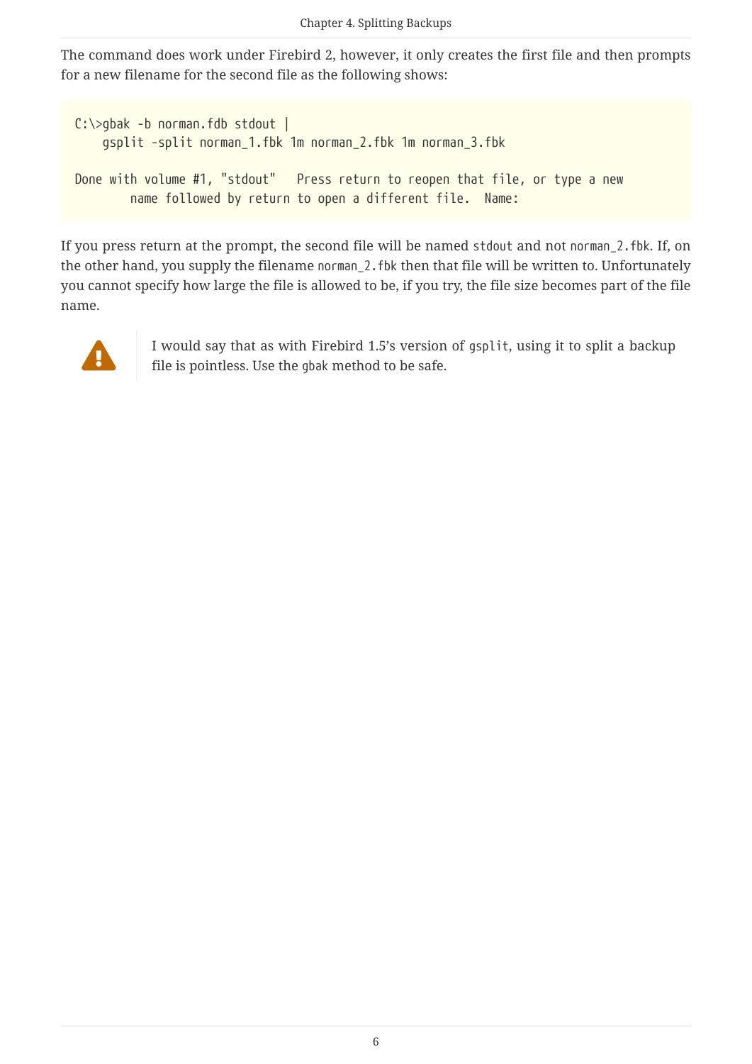The command does work under Firebird 2, however, it only creates the first file and then prompts for a new filename for the second file as the following shows:

```
C:\>gbak -b norman.fdb stdout |
    gsplit -split norman_1.fbk 1m norman_2.fbk 1m norman_3.fbk

Done with volume #1, "stdout"   Press return to reopen that file, or type a new
        name followed by return to open a different file.  Name:
```

If you press return at the prompt, the second file will be named `stdout` and not `norman_2.fbk`. If, on the other hand, you supply the filename `norman_2.fbk` then that file will be written to. Unfortunately you cannot specify how large the file is allowed to be, if you try, the file size becomes part of the file name.

> I would say that as with Firebird 1.5's version of `gsplit`, using it to split a backup file is pointless. Use the `gbak` method to be safe.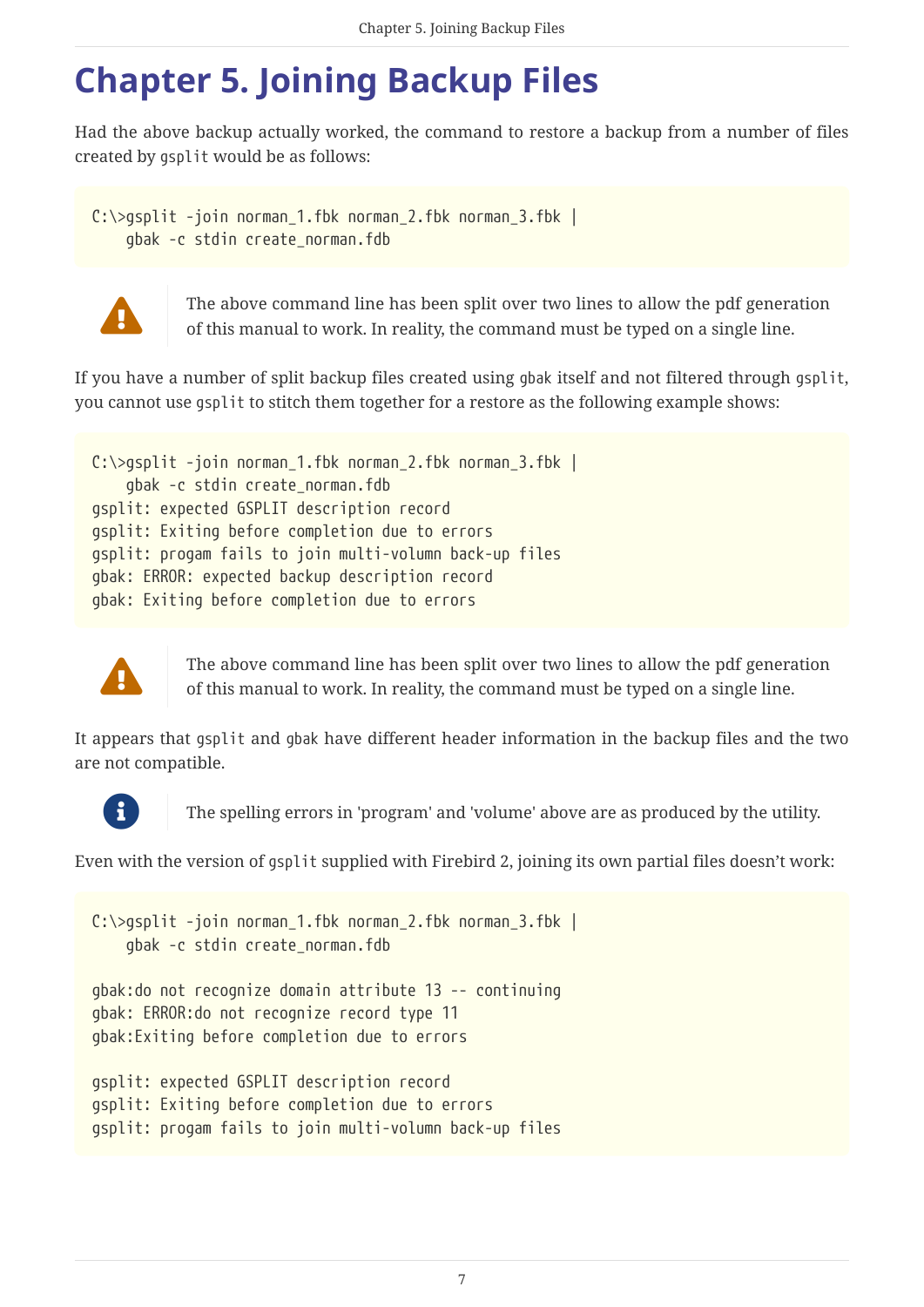# Chapter 5. Joining Backup Files

Had the above backup actually worked, the command to restore a backup from a number of files created by `gsplit` would be as follows:

```
C:\>gsplit -join norman_1.fbk norman_2.fbk norman_3.fbk |
    gbak -c stdin create_norman.fdb
```

> The above command line has been split over two lines to allow the pdf generation of this manual to work. In reality, the command must be typed on a single line.

If you have a number of split backup files created using `gbak` itself and not filtered through `gsplit`, you cannot use `gsplit` to stitch them together for a restore as the following example shows:

```
C:\>gsplit -join norman_1.fbk norman_2.fbk norman_3.fbk |
    gbak -c stdin create_norman.fdb
gsplit: expected GSPLIT description record
gsplit: Exiting before completion due to errors
gsplit: progam fails to join multi-volumn back-up files
gbak: ERROR: expected backup description record
gbak: Exiting before completion due to errors
```

> The above command line has been split over two lines to allow the pdf generation of this manual to work. In reality, the command must be typed on a single line.

It appears that `gsplit` and `gbak` have different header information in the backup files and the two are not compatible.

> The spelling errors in 'program' and 'volume' above are as produced by the utility.

Even with the version of `gsplit` supplied with Firebird 2, joining its own partial files doesn't work:

```
C:\>gsplit -join norman_1.fbk norman_2.fbk norman_3.fbk |
    gbak -c stdin create_norman.fdb

gbak:do not recognize domain attribute 13 -- continuing
gbak: ERROR:do not recognize record type 11
gbak:Exiting before completion due to errors

gsplit: expected GSPLIT description record
gsplit: Exiting before completion due to errors
gsplit: progam fails to join multi-volumn back-up files
```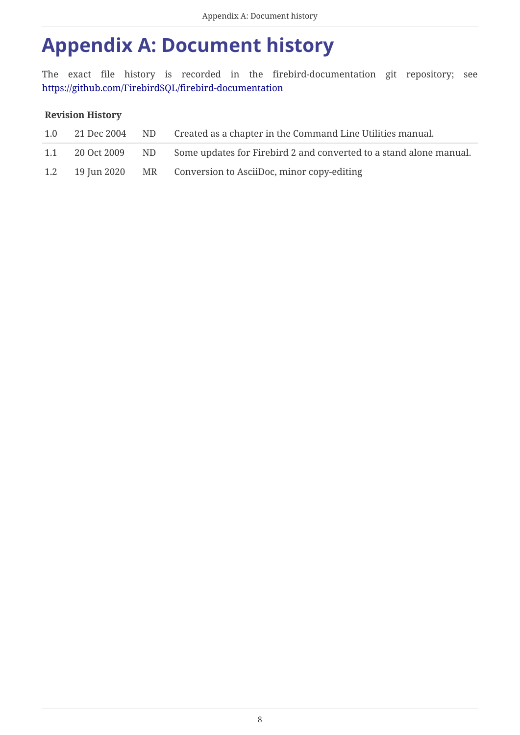# Appendix A: Document history

The exact file history is recorded in the firebird-documentation git repository; see https://github.com/FirebirdSQL/firebird-documentation

**Revision History**

| | | | |
|---|---|---|---|
| 1.0 | 21 Dec 2004 | ND | Created as a chapter in the Command Line Utilities manual. |
| 1.1 | 20 Oct 2009 | ND | Some updates for Firebird 2 and converted to a stand alone manual. |
| 1.2 | 19 Jun 2020 | MR | Conversion to AsciiDoc, minor copy-editing |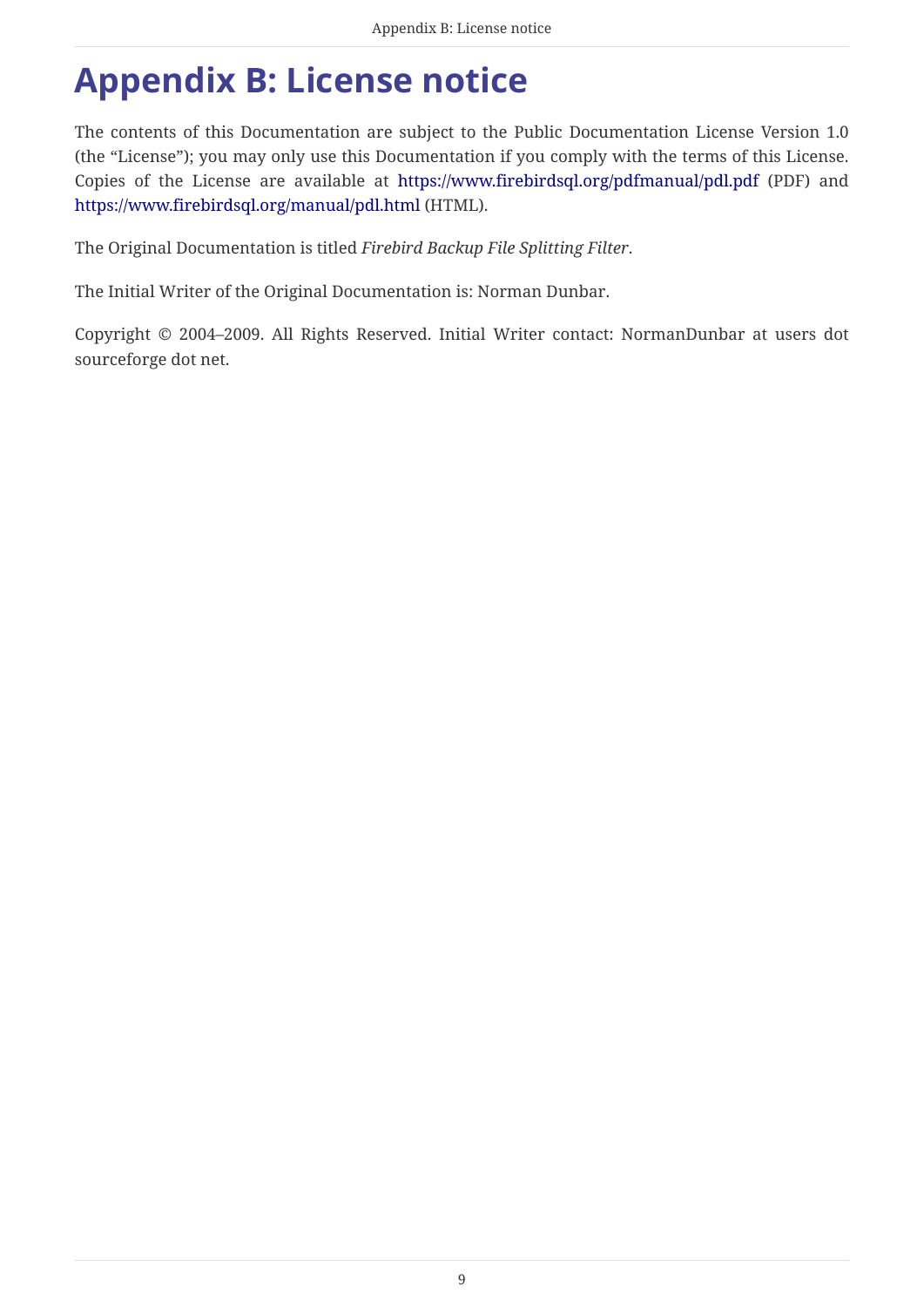# Appendix B: License notice

The contents of this Documentation are subject to the Public Documentation License Version 1.0 (the “License”); you may only use this Documentation if you comply with the terms of this License. Copies of the License are available at https://www.firebirdsql.org/pdfmanual/pdl.pdf (PDF) and https://www.firebirdsql.org/manual/pdl.html (HTML).

The Original Documentation is titled *Firebird Backup File Splitting Filter*.

The Initial Writer of the Original Documentation is: Norman Dunbar.

Copyright © 2004–2009. All Rights Reserved. Initial Writer contact: NormanDunbar at users dot sourceforge dot net.